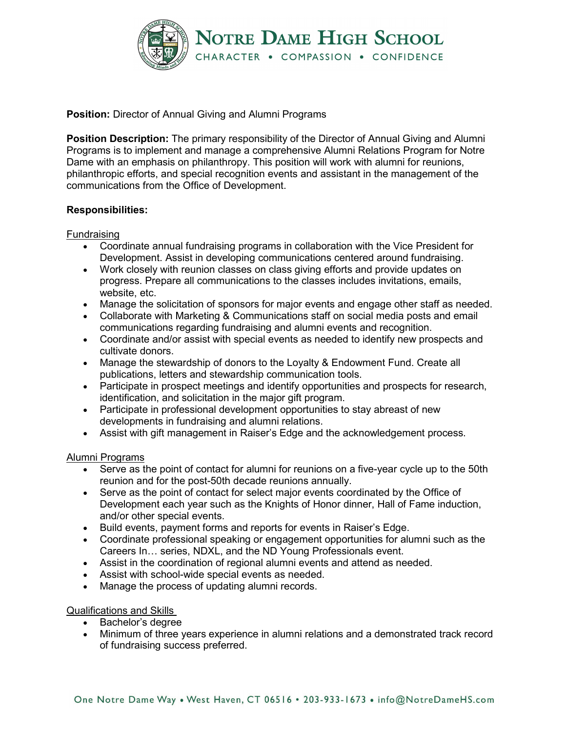**Position:** Director of Annual Giving and Alumni Programs

**Position Description:** The primary responsibility of the Director of Annual Giving and Alumni Programs is to implement and manage a comprehensive Alumni Relations Program for Notre Dame with an emphasis on philanthropy. This position will work with alumni for reunions, philanthropic efforts, and special recognition events and assistant in the management of the communications from the Office of Development.

**Responsibilities:**

Fundraising

- Coordinate annual fundraising programs in collaboration with the Vice President for Development. Assist in developing communications centered around fundraising.
- Work closely with reunion classes on class giving efforts and provide updates on progress. Prepare all communications to the classes includes invitations, emails, website, etc.
- Manage the solicitation of sponsors for major events and engage other staff as needed.
- Collaborate with Marketing & Communications staff on social media posts and email communications regarding fundraising and alumni events and recognition.
- Coordinate and/or assist with special events as needed to identify new prospects and cultivate donors.
- Manage the stewardship of donors to the Loyalty & Endowment Fund. Create all publications, letters and stewardship communication tools.
- Participate in prospect meetings and identify opportunities and prospects for research, identification, and solicitation in the major gift program.
- Participate in professional development opportunities to stay abreast of new developments in fundraising and alumni relations.
- Assist with gift management in Raiser's Edge and the acknowledgement process.

Alumni Programs

- Serve as the point of contact for alumni for reunions on a five-year cycle up to the 50th reunion and for the post-50th decade reunions annually.
- Serve as the point of contact for select major events coordinated by the Office of Development each year such as the Knights of Honor dinner, Hall of Fame induction, and/or other special events.
- Build events, payment forms and reports for events in Raiser's Edge.
- Coordinate professional speaking or engagement opportunities for alumni such as the Careers In… series, NDXL, and the ND Young Professionals event.
- Assist in the coordination of regional alumni events and attend as needed.
- Assist with school-wide special events as needed.
- Manage the process of updating alumni records.

Qualifications and Skills

- Bachelor's degree
- Minimum of three years experience in alumni relations and a demonstrated track record of fundraising success preferred.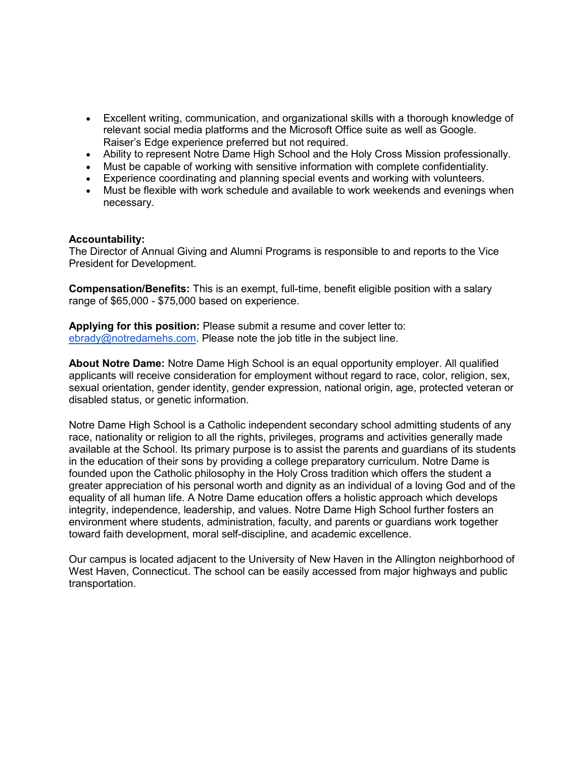- Excellent writing, communication, and organizational skills with a thorough knowledge of relevant social media platforms and the Microsoft Office suite as well as Google. Raiser's Edge experience preferred but not required.
- Ability to represent Notre Dame High School and the Holy Cross Mission professionally.
- Must be capable of working with sensitive information with complete confidentiality.
- Experience coordinating and planning special events and working with volunteers.
- Must be flexible with work schedule and available to work weekends and evenings when necessary.

**Accountability:**
The Director of Annual Giving and Alumni Programs is responsible to and reports to the Vice President for Development.

**Compensation/Benefits:** This is an exempt, full-time, benefit eligible position with a salary range of $65,000 - $75,000 based on experience.

**Applying for this position:** Please submit a resume and cover letter to: [ebrady@notredamehs.com](mailto:ebrady@notredamehs.com). Please note the job title in the subject line.

**About Notre Dame:** Notre Dame High School is an equal opportunity employer. All qualified applicants will receive consideration for employment without regard to race, color, religion, sex, sexual orientation, gender identity, gender expression, national origin, age, protected veteran or disabled status, or genetic information.

Notre Dame High School is a Catholic independent secondary school admitting students of any race, nationality or religion to all the rights, privileges, programs and activities generally made available at the School. Its primary purpose is to assist the parents and guardians of its students in the education of their sons by providing a college preparatory curriculum. Notre Dame is founded upon the Catholic philosophy in the Holy Cross tradition which offers the student a greater appreciation of his personal worth and dignity as an individual of a loving God and of the equality of all human life. A Notre Dame education offers a holistic approach which develops integrity, independence, leadership, and values. Notre Dame High School further fosters an environment where students, administration, faculty, and parents or guardians work together toward faith development, moral self-discipline, and academic excellence.

Our campus is located adjacent to the University of New Haven in the Allington neighborhood of West Haven, Connecticut. The school can be easily accessed from major highways and public transportation.